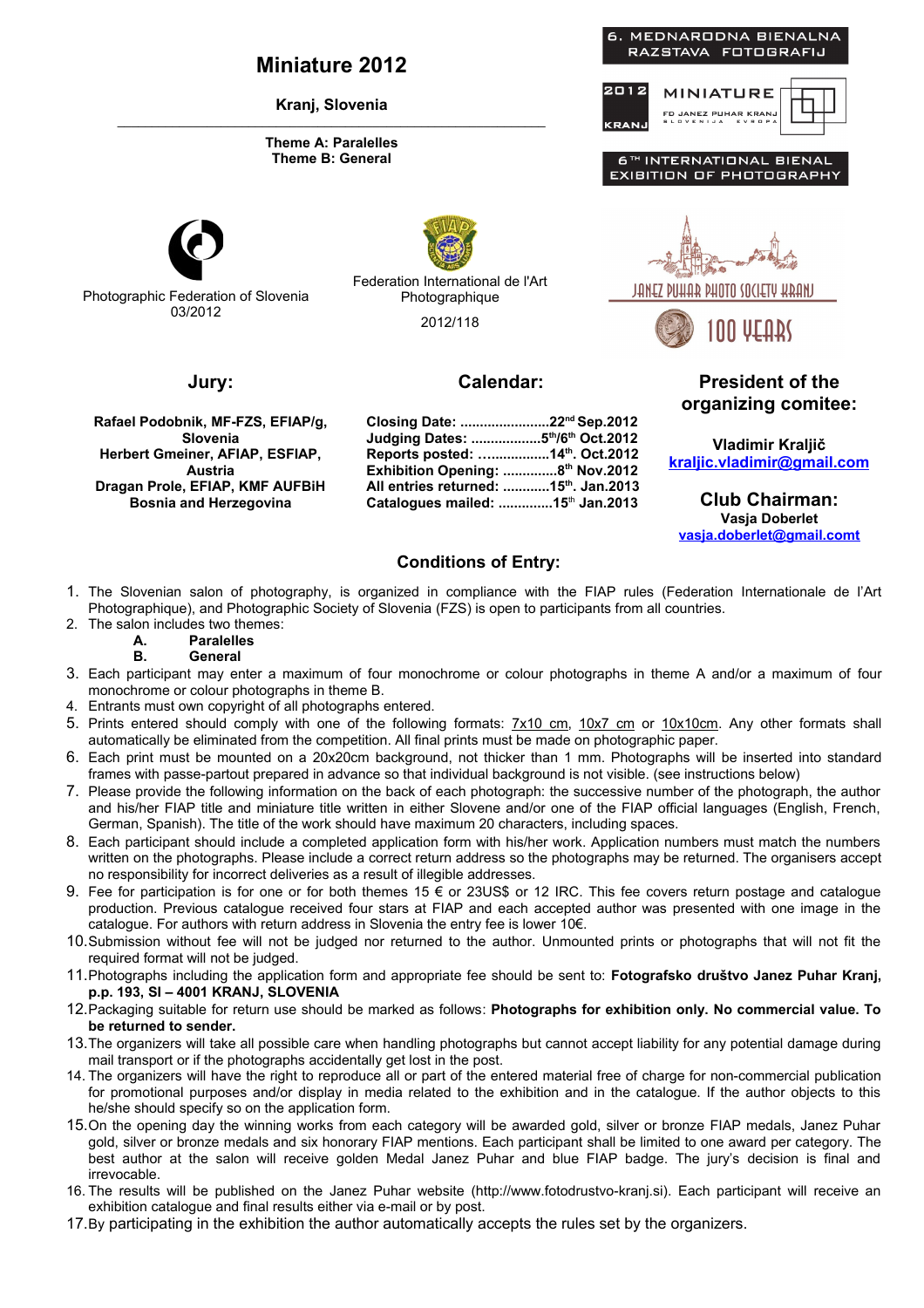# Miniature 2012

**Kranj, Slovenia**

**Theme A: Paralelles**
**Theme B: General**

6. MEDNARODNA BIENALNA RAZSTAVA FOTOGRAFIJ

2012 KRANJ MINIATURE FD JANEZ PUHAR KRANJ SLOVENIJA EVROPA

6TH INTERNATIONAL BIENAL EXIBITION OF PHOTOGRAPHY

Photographic Federation of Slovenia
03/2012

Federation International de l'Art Photographique
2012/118

JANEZ PUHAR PHOTO SOCIETY KRANJ
100 YEARS

## Jury:

**Rafael Podobnik, MF-FZS, EFIAP/g, Slovenia**
**Herbert Gmeiner, AFIAP, ESFIAP, Austria**
**Dragan Prole, EFIAP, KMF AUFBiH Bosnia and Herzegovina**

## Calendar:

**Closing Date: .......................22nd Sep.2012**
**Judging Dates: .................5th/6th Oct.2012**
**Reports posted: ..................14th. Oct.2012**
**Exhibition Opening: .............8th Nov.2012**
**All entries returned: ...........15th. Jan.2013**
**Catalogues mailed: .............15th Jan.2013**

## President of the organizing comitee:

**Vladimir Kraljič**
**kraljic.vladimir@gmail.com**

## Club Chairman:

**Vasja Doberlet**
**vasja.doberlet@gmail.comt**

## Conditions of Entry:

1. The Slovenian salon of photography, is organized in compliance with the FIAP rules (Federation Internationale de l'Art Photographique), and Photographic Society of Slovenia (FZS) is open to participants from all countries.
2. The salon includes two themes:
   - **A. Paralelles**
   - **B. General**
3. Each participant may enter a maximum of four monochrome or colour photographs in theme A and/or a maximum of four monochrome or colour photographs in theme B.
4. Entrants must own copyright of all photographs entered.
5. Prints entered should comply with one of the following formats: 7x10 cm, 10x7 cm or 10x10cm. Any other formats shall automatically be eliminated from the competition. All final prints must be made on photographic paper.
6. Each print must be mounted on a 20x20cm background, not thicker than 1 mm. Photographs will be inserted into standard frames with passe-partout prepared in advance so that individual background is not visible. (see instructions below)
7. Please provide the following information on the back of each photograph: the successive number of the photograph, the author and his/her FIAP title and miniature title written in either Slovene and/or one of the FIAP official languages (English, French, German, Spanish). The title of the work should have maximum 20 characters, including spaces.
8. Each participant should include a completed application form with his/her work. Application numbers must match the numbers written on the photographs. Please include a correct return address so the photographs may be returned. The organisers accept no responsibility for incorrect deliveries as a result of illegible addresses.
9. Fee for participation is for one or for both themes 15 € or 23US$ or 12 IRC. This fee covers return postage and catalogue production. Previous catalogue received four stars at FIAP and each accepted author was presented with one image in the catalogue. For authors with return address in Slovenia the entry fee is lower 10€.
10. Submission without fee will not be judged nor returned to the author. Unmounted prints or photographs that will not fit the required format will not be judged.
11. Photographs including the application form and appropriate fee should be sent to: **Fotografsko društvo Janez Puhar Kranj, p.p. 193, SI – 4001 KRANJ, SLOVENIA**
12. Packaging suitable for return use should be marked as follows: **Photographs for exhibition only. No commercial value. To be returned to sender.**
13. The organizers will take all possible care when handling photographs but cannot accept liability for any potential damage during mail transport or if the photographs accidentally get lost in the post.
14. The organizers will have the right to reproduce all or part of the entered material free of charge for non-commercial publication for promotional purposes and/or display in media related to the exhibition and in the catalogue. If the author objects to this he/she should specify so on the application form.
15. On the opening day the winning works from each category will be awarded gold, silver or bronze FIAP medals, Janez Puhar gold, silver or bronze medals and six honorary FIAP mentions. Each participant shall be limited to one award per category. The best author at the salon will receive golden Medal Janez Puhar and blue FIAP badge. The jury's decision is final and irrevocable.
16. The results will be published on the Janez Puhar website (http://www.fotodrustvo-kranj.si). Each participant will receive an exhibition catalogue and final results either via e-mail or by post.
17. By participating in the exhibition the author automatically accepts the rules set by the organizers.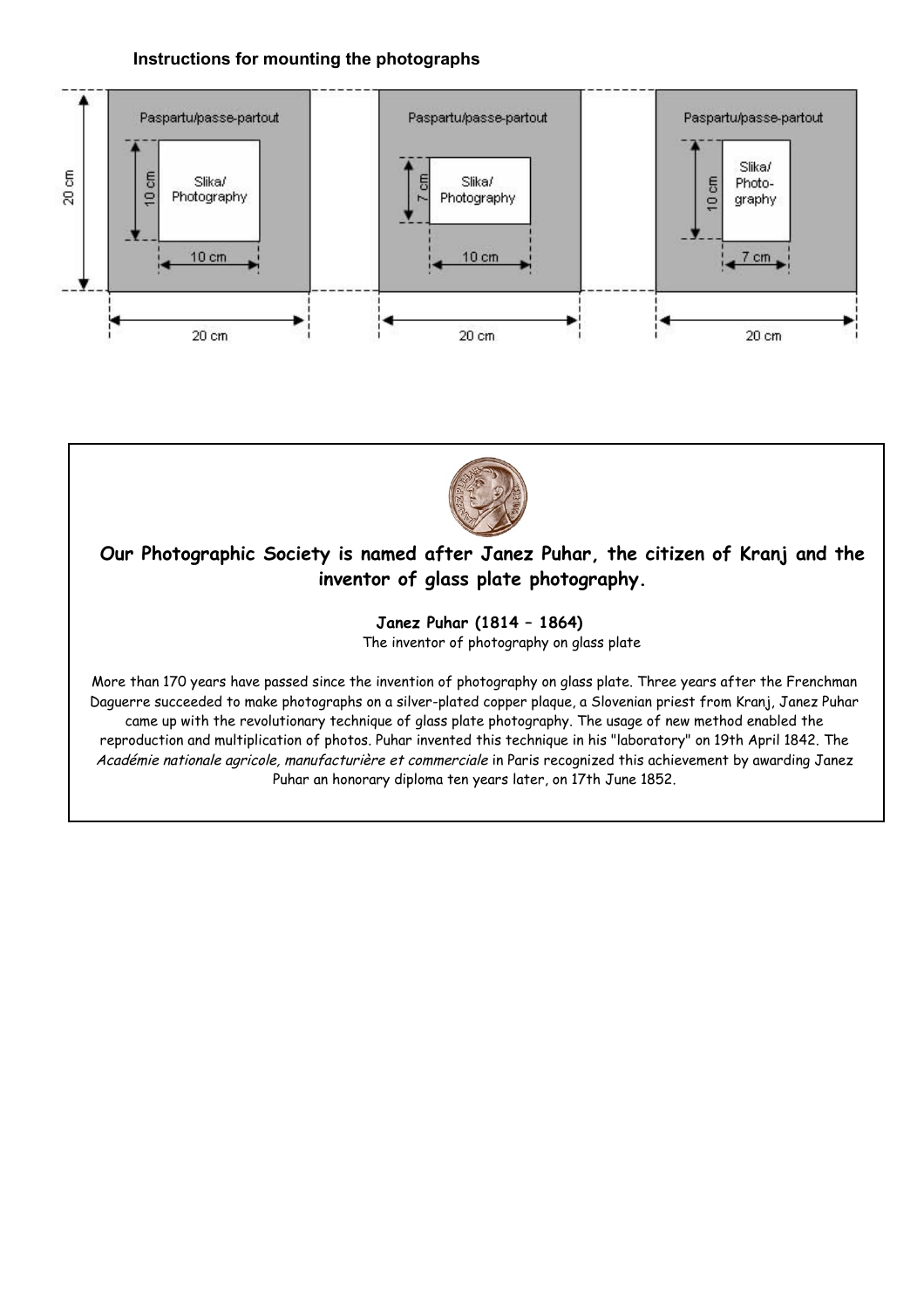**Instructions for mounting the photographs**

Paspartu/passe-partout — 20 cm × 20 cm

| Paspartu/passe-partout | Slika/Photography |
|---|---|
| 20 cm × 20 cm | 10 cm × 10 cm |
| 20 cm × 20 cm | 10 cm (width) × 7 cm (height) |
| 20 cm × 20 cm | 7 cm (width) × 10 cm (height) |

**Our Photographic Society is named after Janez Puhar, the citizen of Kranj and the inventor of glass plate photography.**

**Janez Puhar (1814 – 1864)**
The inventor of photography on glass plate

More than 170 years have passed since the invention of photography on glass plate. Three years after the Frenchman Daguerre succeeded to make photographs on a silver-plated copper plaque, a Slovenian priest from Kranj, Janez Puhar came up with the revolutionary technique of glass plate photography. The usage of new method enabled the reproduction and multiplication of photos. Puhar invented this technique in his "laboratory" on 19th April 1842. The *Académie nationale agricole, manufacturière et commerciale* in Paris recognized this achievement by awarding Janez Puhar an honorary diploma ten years later, on 17th June 1852.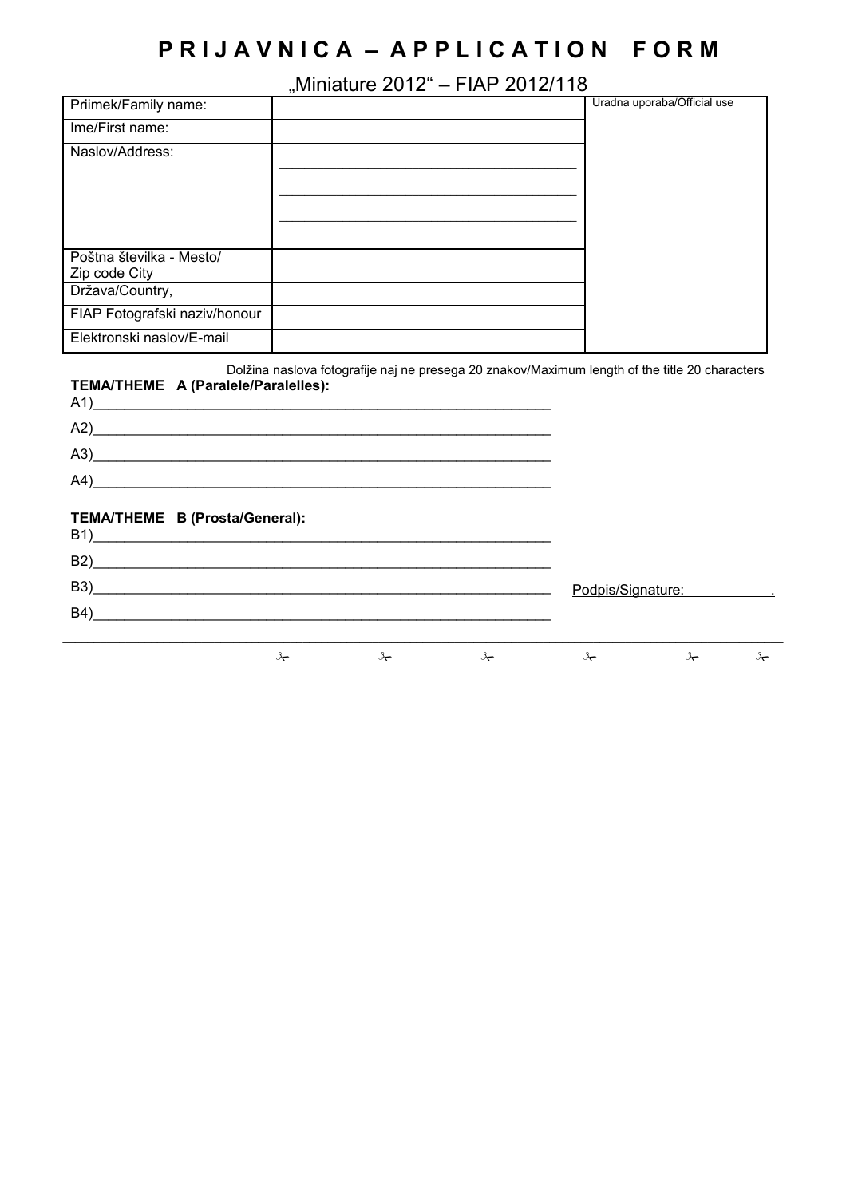# P R I J A V N I C A – A P P L I C A T I O N   F O R M

„Miniature 2012" – FIAP 2012/118

| Priimek/Family name: | | Uradna uporaba/Official use |
|---|---|---|
| Ime/First name: | | |
| Naslov/Address: | \_\_\_\_\_\_\_\_\_\_\_\_\_\_\_\_\_\_\_\_ \_\_\_\_\_\_\_\_\_\_\_\_\_\_\_\_\_\_\_\_ \_\_\_\_\_\_\_\_\_\_\_\_\_\_\_\_\_\_\_\_ | |
| Poštna številka - Mesto/ Zip code City | | |
| Država/Country, | | |
| FIAP Fotografski naziv/honour | | |
| Elektronski naslov/E-mail | | |

Dolžina naslova fotografije naj ne presega 20 znakov/Maximum length of the title 20 characters

**TEMA/THEME A (Paralele/Paralelles):**

A1)\_\_\_\_\_\_\_\_\_\_\_\_\_\_\_\_\_\_\_\_\_\_\_\_\_\_\_\_\_\_\_\_\_\_\_\_\_\_\_\_

A2)\_\_\_\_\_\_\_\_\_\_\_\_\_\_\_\_\_\_\_\_\_\_\_\_\_\_\_\_\_\_\_\_\_\_\_\_\_\_\_\_

A3)\_\_\_\_\_\_\_\_\_\_\_\_\_\_\_\_\_\_\_\_\_\_\_\_\_\_\_\_\_\_\_\_\_\_\_\_\_\_\_\_

A4)\_\_\_\_\_\_\_\_\_\_\_\_\_\_\_\_\_\_\_\_\_\_\_\_\_\_\_\_\_\_\_\_\_\_\_\_\_\_\_\_

**TEMA/THEME B (Prosta/General):**

B1)\_\_\_\_\_\_\_\_\_\_\_\_\_\_\_\_\_\_\_\_\_\_\_\_\_\_\_\_\_\_\_\_\_\_\_\_\_\_\_\_

B2)\_\_\_\_\_\_\_\_\_\_\_\_\_\_\_\_\_\_\_\_\_\_\_\_\_\_\_\_\_\_\_\_\_\_\_\_\_\_\_\_

B3)\_\_\_\_\_\_\_\_\_\_\_\_\_\_\_\_\_\_\_\_\_\_\_\_\_\_\_\_\_\_\_\_\_\_\_\_\_\_\_\_

B4)\_\_\_\_\_\_\_\_\_\_\_\_\_\_\_\_\_\_\_\_\_\_\_\_\_\_\_\_\_\_\_\_\_\_\_\_\_\_\_\_

Podpis/Signature: \_\_\_\_\_\_\_\_\_\_\_.

---

✂ ✂ ✂ ✂ ✂ ✂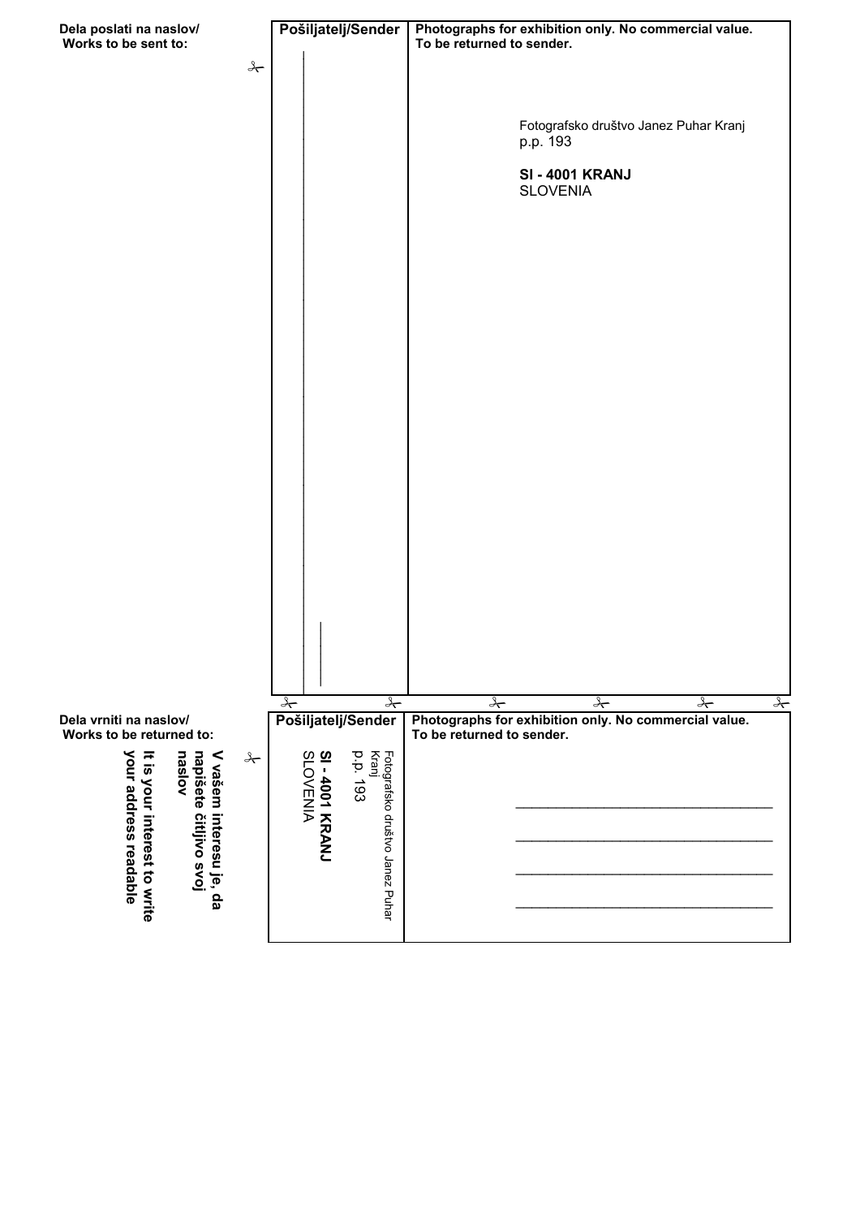**Dela poslati na naslov/
Works to be sent to:**

**Pošiljatelj/Sender**

**Photographs for exhibition only. No commercial value.
To be returned to sender.**

Fotografsko društvo Janez Puhar Kranj
p.p. 193

**SI - 4001 KRANJ**
SLOVENIA

---

**Dela vrniti na naslov/
Works to be returned to:**

**V vašem interesu je, da napišete čitljivo svoj naslov**

**It is your interest to write your address readable**

**Pošiljatelj/Sender**

Fotografsko društvo Janez Puhar Kranj
p.p. 193

**SI - 4001 KRANJ**
SLOVENIA

**Photographs for exhibition only. No commercial value.
To be returned to sender.**

\_\_\_\_\_\_\_\_\_\_\_\_\_\_\_\_\_\_\_\_\_\_\_\_\_\_\_\_\_\_\_\_\_\_

\_\_\_\_\_\_\_\_\_\_\_\_\_\_\_\_\_\_\_\_\_\_\_\_\_\_\_\_\_\_\_\_\_\_

\_\_\_\_\_\_\_\_\_\_\_\_\_\_\_\_\_\_\_\_\_\_\_\_\_\_\_\_\_\_\_\_\_\_

\_\_\_\_\_\_\_\_\_\_\_\_\_\_\_\_\_\_\_\_\_\_\_\_\_\_\_\_\_\_\_\_\_\_